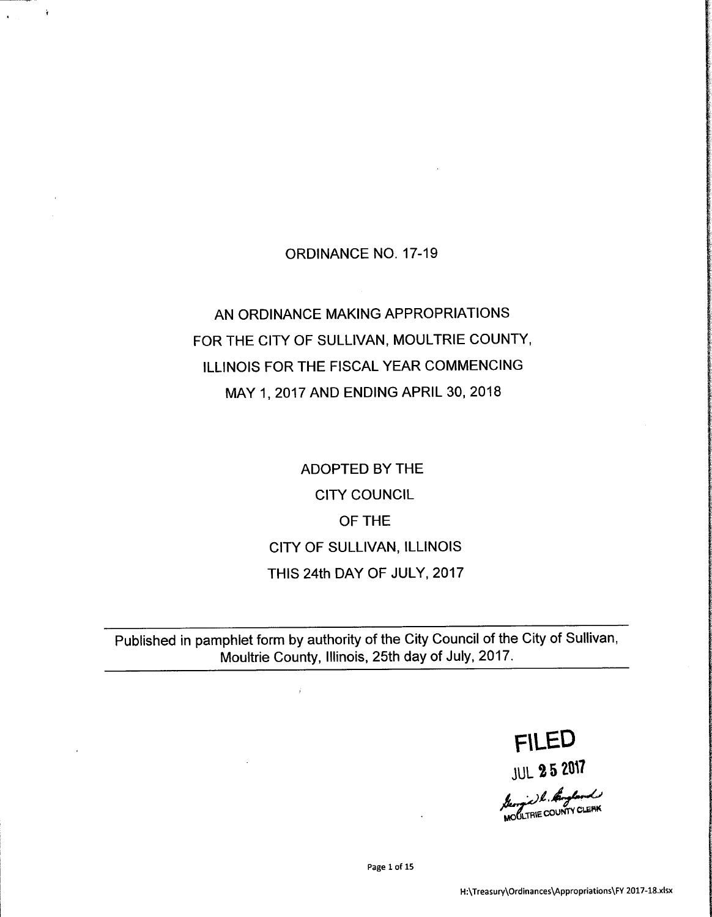# ORDINANCE NO. 17-19

## AN ORDINANCE MAKING APPROPRIATIONS FOR THE CITY OF SULLIVAN, MOULTRIE COUNTY, ILLINOIS FOR THE FISCAL YEAR COMMENCING MAY 1, 2017 AND ENDING APRIL 30, 2018

ADOPTED BY THE
CITY COUNCIL
OF THE
CITY OF SULLIVAN, ILLINOIS
THIS 24th DAY OF JULY, 2017

---

Published in pamphlet form by authority of the City Council of the City of Sullivan, Moultrie County, Illinois, 25th day of July, 2017.

---

FILED
JUL 25 2017
Georgia L. England
MOULTRIE COUNTY CLERK

H:\Treasury\Ordinances\Appropriations\FY 2017-18.xlsx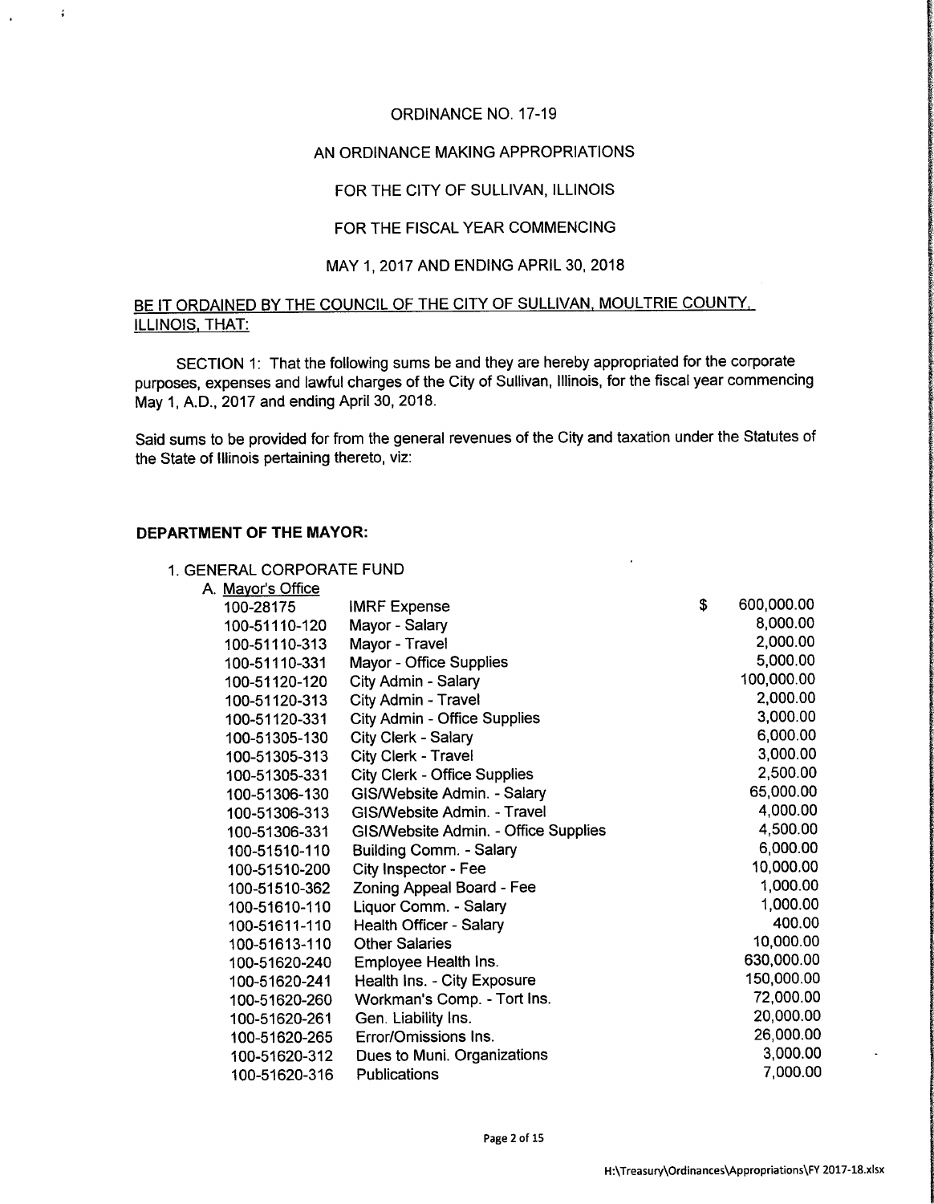ORDINANCE NO. 17-19

AN ORDINANCE MAKING APPROPRIATIONS

FOR THE CITY OF SULLIVAN, ILLINOIS

FOR THE FISCAL YEAR COMMENCING

MAY 1, 2017 AND ENDING APRIL 30, 2018

BE IT ORDAINED BY THE COUNCIL OF THE CITY OF SULLIVAN, MOULTRIE COUNTY, ILLINOIS, THAT:

SECTION 1: That the following sums be and they are hereby appropriated for the corporate purposes, expenses and lawful charges of the City of Sullivan, Illinois, for the fiscal year commencing May 1, A.D., 2017 and ending April 30, 2018.

Said sums to be provided for from the general revenues of the City and taxation under the Statutes of the State of Illinois pertaining thereto, viz:

**DEPARTMENT OF THE MAYOR:**

1. GENERAL CORPORATE FUND

A. Mayor's Office

| Account | Description | Amount |
|---|---|---|
| 100-28175 | IMRF Expense | $ 600,000.00 |
| 100-51110-120 | Mayor - Salary | 8,000.00 |
| 100-51110-313 | Mayor - Travel | 2,000.00 |
| 100-51110-331 | Mayor - Office Supplies | 5,000.00 |
| 100-51120-120 | City Admin - Salary | 100,000.00 |
| 100-51120-313 | City Admin - Travel | 2,000.00 |
| 100-51120-331 | City Admin - Office Supplies | 3,000.00 |
| 100-51305-130 | City Clerk - Salary | 6,000.00 |
| 100-51305-313 | City Clerk - Travel | 3,000.00 |
| 100-51305-331 | City Clerk - Office Supplies | 2,500.00 |
| 100-51306-130 | GIS/Website Admin. - Salary | 65,000.00 |
| 100-51306-313 | GIS/Website Admin. - Travel | 4,000.00 |
| 100-51306-331 | GIS/Website Admin. - Office Supplies | 4,500.00 |
| 100-51510-110 | Building Comm. - Salary | 6,000.00 |
| 100-51510-200 | City Inspector - Fee | 10,000.00 |
| 100-51510-362 | Zoning Appeal Board - Fee | 1,000.00 |
| 100-51610-110 | Liquor Comm. - Salary | 1,000.00 |
| 100-51611-110 | Health Officer - Salary | 400.00 |
| 100-51613-110 | Other Salaries | 10,000.00 |
| 100-51620-240 | Employee Health Ins. | 630,000.00 |
| 100-51620-241 | Health Ins. - City Exposure | 150,000.00 |
| 100-51620-260 | Workman's Comp. - Tort Ins. | 72,000.00 |
| 100-51620-261 | Gen. Liability Ins. | 20,000.00 |
| 100-51620-265 | Error/Omissions Ins. | 26,000.00 |
| 100-51620-312 | Dues to Muni. Organizations | 3,000.00 |
| 100-51620-316 | Publications | 7,000.00 |

H:\Treasury\Ordinances\Appropriations\FY 2017-18.xlsx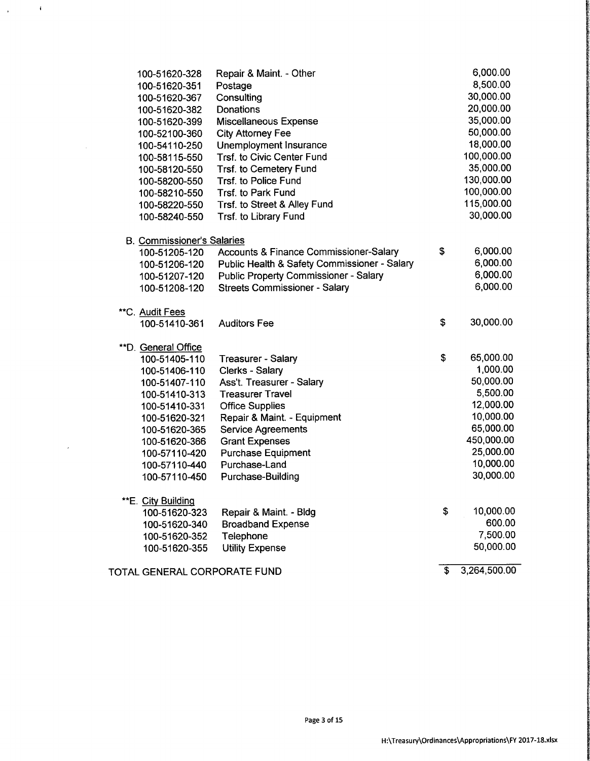| Account | Description | | Amount |
|---|---|---|---|
| 100-51620-328 | Repair & Maint. - Other | | 6,000.00 |
| 100-51620-351 | Postage | | 8,500.00 |
| 100-51620-367 | Consulting | | 30,000.00 |
| 100-51620-382 | Donations | | 20,000.00 |
| 100-51620-399 | Miscellaneous Expense | | 35,000.00 |
| 100-52100-360 | City Attorney Fee | | 50,000.00 |
| 100-54110-250 | Unemployment Insurance | | 18,000.00 |
| 100-58115-550 | Trsf. to Civic Center Fund | | 100,000.00 |
| 100-58120-550 | Trsf. to Cemetery Fund | | 35,000.00 |
| 100-58200-550 | Trsf. to Police Fund | | 130,000.00 |
| 100-58210-550 | Trsf. to Park Fund | | 100,000.00 |
| 100-58220-550 | Trsf. to Street & Alley Fund | | 115,000.00 |
| 100-58240-550 | Trsf. to Library Fund | | 30,000.00 |
| B. Commissioner's Salaries | | | |
| 100-51205-120 | Accounts & Finance Commissioner-Salary | $ | 6,000.00 |
| 100-51206-120 | Public Health & Safety Commissioner - Salary | | 6,000.00 |
| 100-51207-120 | Public Property Commissioner - Salary | | 6,000.00 |
| 100-51208-120 | Streets Commissioner - Salary | | 6,000.00 |
| **C. Audit Fees | | | |
| 100-51410-361 | Auditors Fee | $ | 30,000.00 |
| **D. General Office | | | |
| 100-51405-110 | Treasurer - Salary | $ | 65,000.00 |
| 100-51406-110 | Clerks - Salary | | 1,000.00 |
| 100-51407-110 | Ass't. Treasurer - Salary | | 50,000.00 |
| 100-51410-313 | Treasurer Travel | | 5,500.00 |
| 100-51410-331 | Office Supplies | | 12,000.00 |
| 100-51620-321 | Repair & Maint. - Equipment | | 10,000.00 |
| 100-51620-365 | Service Agreements | | 65,000.00 |
| 100-51620-366 | Grant Expenses | | 450,000.00 |
| 100-57110-420 | Purchase Equipment | | 25,000.00 |
| 100-57110-440 | Purchase-Land | | 10,000.00 |
| 100-57110-450 | Purchase-Building | | 30,000.00 |
| **E. City Building | | | |
| 100-51620-323 | Repair & Maint. - Bldg | $ | 10,000.00 |
| 100-51620-340 | Broadband Expense | | 600.00 |
| 100-51620-352 | Telephone | | 7,500.00 |
| 100-51620-355 | Utility Expense | | 50,000.00 |
| TOTAL GENERAL CORPORATE FUND | | $ | 3,264,500.00 |

H:\Treasury\Ordinances\Appropriations\FY 2017-18.xlsx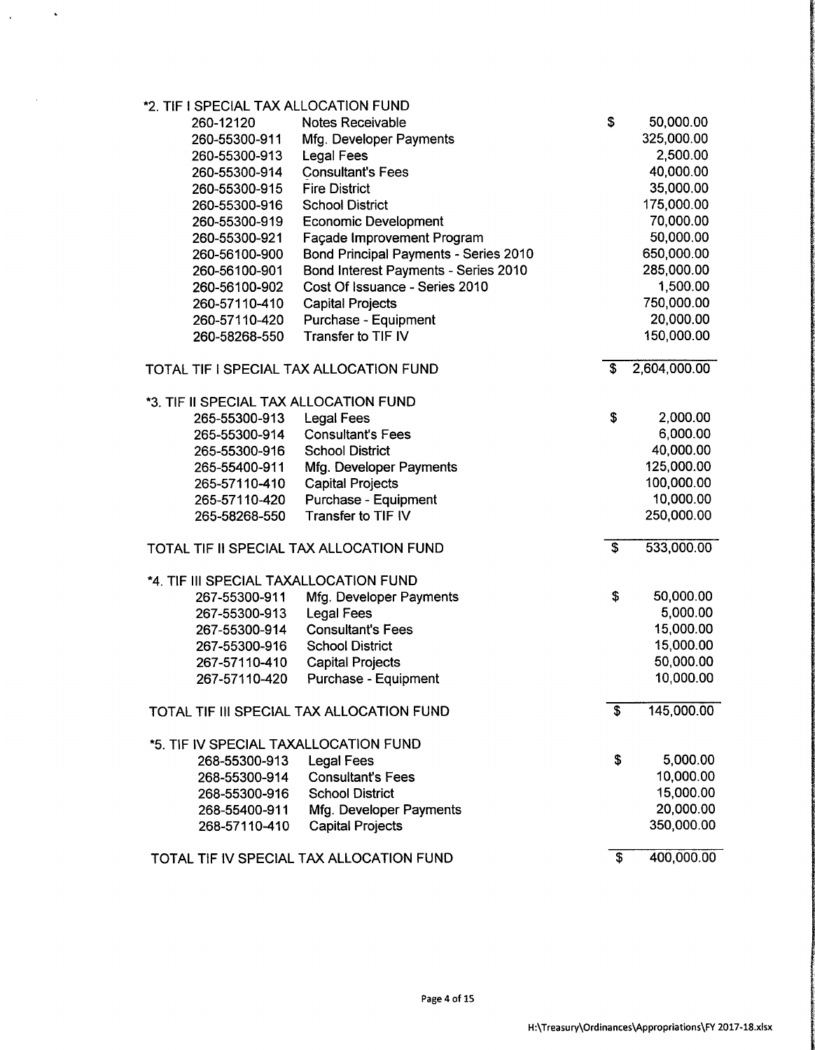*2. TIF I SPECIAL TAX ALLOCATION FUND

| Account | Description | Amount |
|---|---|---|
| 260-12120 | Notes Receivable | $ 50,000.00 |
| 260-55300-911 | Mfg. Developer Payments | 325,000.00 |
| 260-55300-913 | Legal Fees | 2,500.00 |
| 260-55300-914 | Consultant's Fees | 40,000.00 |
| 260-55300-915 | Fire District | 35,000.00 |
| 260-55300-916 | School District | 175,000.00 |
| 260-55300-919 | Economic Development | 70,000.00 |
| 260-55300-921 | Façade Improvement Program | 50,000.00 |
| 260-56100-900 | Bond Principal Payments - Series 2010 | 650,000.00 |
| 260-56100-901 | Bond Interest Payments - Series 2010 | 285,000.00 |
| 260-56100-902 | Cost Of Issuance - Series 2010 | 1,500.00 |
| 260-57110-410 | Capital Projects | 750,000.00 |
| 260-57110-420 | Purchase - Equipment | 20,000.00 |
| 260-58268-550 | Transfer to TIF IV | 150,000.00 |
| TOTAL TIF I SPECIAL TAX ALLOCATION FUND | | $ 2,604,000.00 |

*3. TIF II SPECIAL TAX ALLOCATION FUND

| Account | Description | Amount |
|---|---|---|
| 265-55300-913 | Legal Fees | $ 2,000.00 |
| 265-55300-914 | Consultant's Fees | 6,000.00 |
| 265-55300-916 | School District | 40,000.00 |
| 265-55400-911 | Mfg. Developer Payments | 125,000.00 |
| 265-57110-410 | Capital Projects | 100,000.00 |
| 265-57110-420 | Purchase - Equipment | 10,000.00 |
| 265-58268-550 | Transfer to TIF IV | 250,000.00 |
| TOTAL TIF II SPECIAL TAX ALLOCATION FUND | | $ 533,000.00 |

*4. TIF III SPECIAL TAXALLOCATION FUND

| Account | Description | Amount |
|---|---|---|
| 267-55300-911 | Mfg. Developer Payments | $ 50,000.00 |
| 267-55300-913 | Legal Fees | 5,000.00 |
| 267-55300-914 | Consultant's Fees | 15,000.00 |
| 267-55300-916 | School District | 15,000.00 |
| 267-57110-410 | Capital Projects | 50,000.00 |
| 267-57110-420 | Purchase - Equipment | 10,000.00 |
| TOTAL TIF III SPECIAL TAX ALLOCATION FUND | | $ 145,000.00 |

*5. TIF IV SPECIAL TAXALLOCATION FUND

| Account | Description | Amount |
|---|---|---|
| 268-55300-913 | Legal Fees | $ 5,000.00 |
| 268-55300-914 | Consultant's Fees | 10,000.00 |
| 268-55300-916 | School District | 15,000.00 |
| 268-55400-911 | Mfg. Developer Payments | 20,000.00 |
| 268-57110-410 | Capital Projects | 350,000.00 |
| TOTAL TIF IV SPECIAL TAX ALLOCATION FUND | | $ 400,000.00 |

H:\Treasury\Ordinances\Appropriations\FY 2017-18.xlsx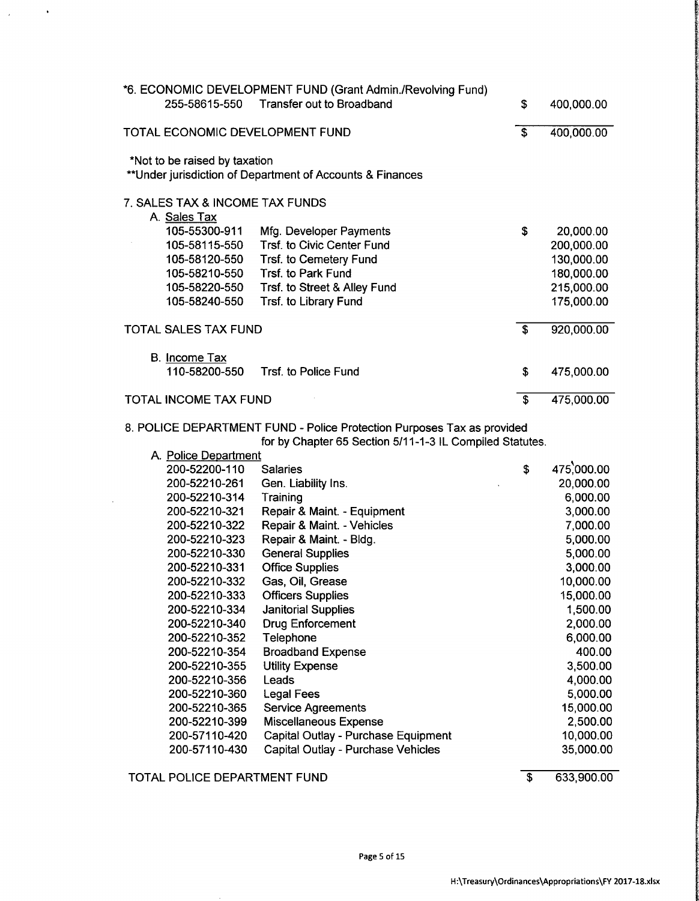*6. ECONOMIC DEVELOPMENT FUND (Grant Admin./Revolving Fund)

| Account | Description | | Amount |
|---|---|---|---|
| 255-58615-550 | Transfer out to Broadband | $ | 400,000.00 |
| TOTAL ECONOMIC DEVELOPMENT FUND | | $ | 400,000.00 |

*Not to be raised by taxation

**Under jurisdiction of Department of Accounts & Finances

7. SALES TAX & INCOME TAX FUNDS

A. Sales Tax

| Account | Description | | Amount |
|---|---|---|---|
| 105-55300-911 | Mfg. Developer Payments | $ | 20,000.00 |
| 105-58115-550 | Trsf. to Civic Center Fund | | 200,000.00 |
| 105-58120-550 | Trsf. to Cemetery Fund | | 130,000.00 |
| 105-58210-550 | Trsf. to Park Fund | | 180,000.00 |
| 105-58220-550 | Trsf. to Street & Alley Fund | | 215,000.00 |
| 105-58240-550 | Trsf. to Library Fund | | 175,000.00 |
| TOTAL SALES TAX FUND | | $ | 920,000.00 |

B. Income Tax

| Account | Description | | Amount |
|---|---|---|---|
| 110-58200-550 | Trsf. to Police Fund | $ | 475,000.00 |
| TOTAL INCOME TAX FUND | | $ | 475,000.00 |

8. POLICE DEPARTMENT FUND - Police Protection Purposes Tax as provided for by Chapter 65 Section 5/11-1-3 IL Compiled Statutes.

A. Police Department

| Account | Description | | Amount |
|---|---|---|---|
| 200-52200-110 | Salaries | $ | 475,000.00 |
| 200-52210-261 | Gen. Liability Ins. | | 20,000.00 |
| 200-52210-314 | Training | | 6,000.00 |
| 200-52210-321 | Repair & Maint. - Equipment | | 3,000.00 |
| 200-52210-322 | Repair & Maint. - Vehicles | | 7,000.00 |
| 200-52210-323 | Repair & Maint. - Bldg. | | 5,000.00 |
| 200-52210-330 | General Supplies | | 5,000.00 |
| 200-52210-331 | Office Supplies | | 3,000.00 |
| 200-52210-332 | Gas, Oil, Grease | | 10,000.00 |
| 200-52210-333 | Officers Supplies | | 15,000.00 |
| 200-52210-334 | Janitorial Supplies | | 1,500.00 |
| 200-52210-340 | Drug Enforcement | | 2,000.00 |
| 200-52210-352 | Telephone | | 6,000.00 |
| 200-52210-354 | Broadband Expense | | 400.00 |
| 200-52210-355 | Utility Expense | | 3,500.00 |
| 200-52210-356 | Leads | | 4,000.00 |
| 200-52210-360 | Legal Fees | | 5,000.00 |
| 200-52210-365 | Service Agreements | | 15,000.00 |
| 200-52210-399 | Miscellaneous Expense | | 2,500.00 |
| 200-57110-420 | Capital Outlay - Purchase Equipment | | 10,000.00 |
| 200-57110-430 | Capital Outlay - Purchase Vehicles | | 35,000.00 |
| TOTAL POLICE DEPARTMENT FUND | | $ | 633,900.00 |

H:\Treasury\Ordinances\Appropriations\FY 2017-18.xlsx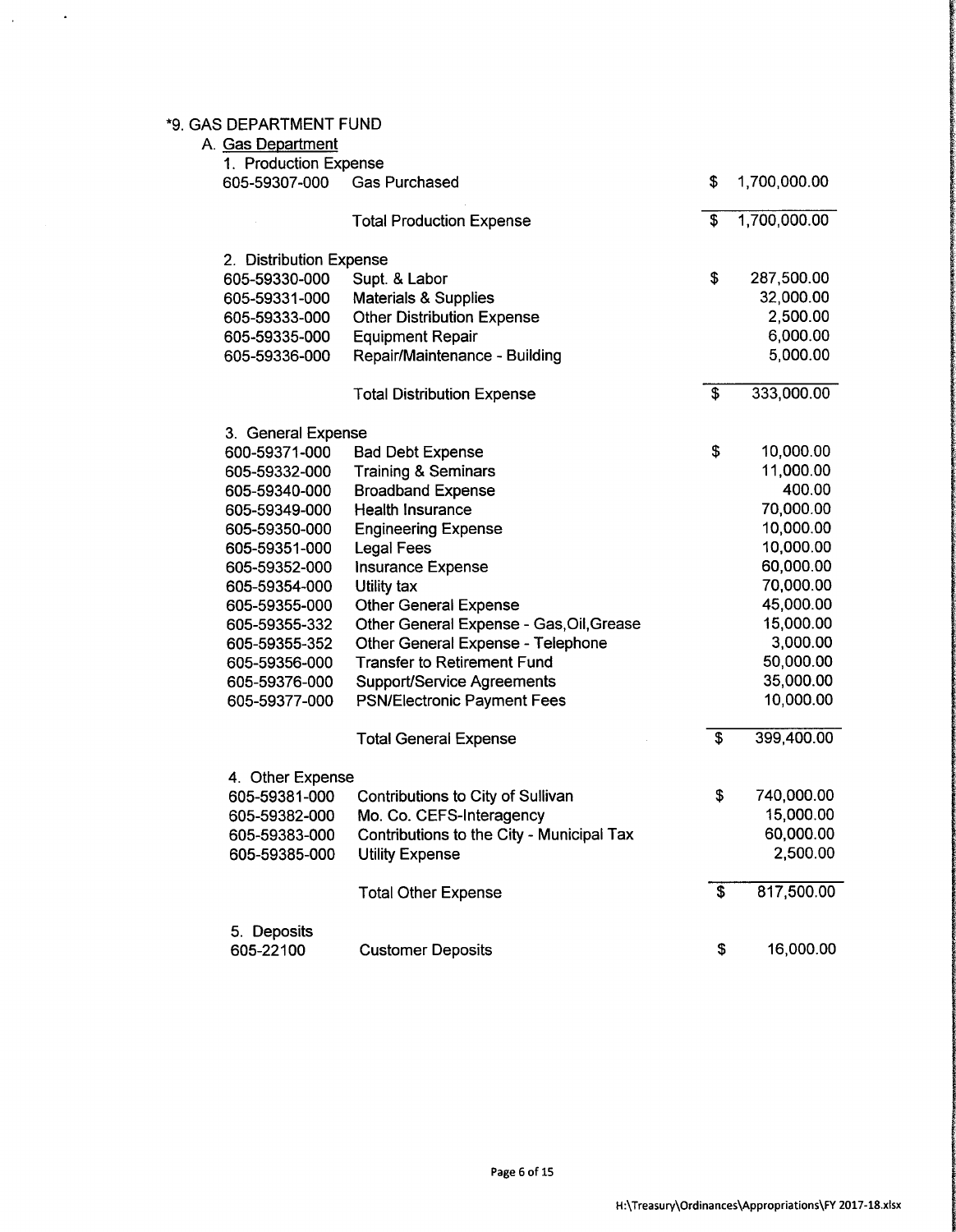*9. GAS DEPARTMENT FUND

A. Gas Department

1. Production Expense

| Account | Description | | Amount |
|---|---|---|---|
| 605-59307-000 | Gas Purchased | $ | 1,700,000.00 |
| | Total Production Expense | $ | 1,700,000.00 |

2. Distribution Expense

| Account | Description | | Amount |
|---|---|---|---|
| 605-59330-000 | Supt. & Labor | $ | 287,500.00 |
| 605-59331-000 | Materials & Supplies | | 32,000.00 |
| 605-59333-000 | Other Distribution Expense | | 2,500.00 |
| 605-59335-000 | Equipment Repair | | 6,000.00 |
| 605-59336-000 | Repair/Maintenance - Building | | 5,000.00 |
| | Total Distribution Expense | $ | 333,000.00 |

3. General Expense

| Account | Description | | Amount |
|---|---|---|---|
| 600-59371-000 | Bad Debt Expense | $ | 10,000.00 |
| 605-59332-000 | Training & Seminars | | 11,000.00 |
| 605-59340-000 | Broadband Expense | | 400.00 |
| 605-59349-000 | Health Insurance | | 70,000.00 |
| 605-59350-000 | Engineering Expense | | 10,000.00 |
| 605-59351-000 | Legal Fees | | 10,000.00 |
| 605-59352-000 | Insurance Expense | | 60,000.00 |
| 605-59354-000 | Utility tax | | 70,000.00 |
| 605-59355-000 | Other General Expense | | 45,000.00 |
| 605-59355-332 | Other General Expense - Gas,Oil,Grease | | 15,000.00 |
| 605-59355-352 | Other General Expense - Telephone | | 3,000.00 |
| 605-59356-000 | Transfer to Retirement Fund | | 50,000.00 |
| 605-59376-000 | Support/Service Agreements | | 35,000.00 |
| 605-59377-000 | PSN/Electronic Payment Fees | | 10,000.00 |
| | Total General Expense | $ | 399,400.00 |

4. Other Expense

| Account | Description | | Amount |
|---|---|---|---|
| 605-59381-000 | Contributions to City of Sullivan | $ | 740,000.00 |
| 605-59382-000 | Mo. Co. CEFS-Interagency | | 15,000.00 |
| 605-59383-000 | Contributions to the City - Municipal Tax | | 60,000.00 |
| 605-59385-000 | Utility Expense | | 2,500.00 |
| | Total Other Expense | $ | 817,500.00 |

5. Deposits

| Account | Description | | Amount |
|---|---|---|---|
| 605-22100 | Customer Deposits | $ | 16,000.00 |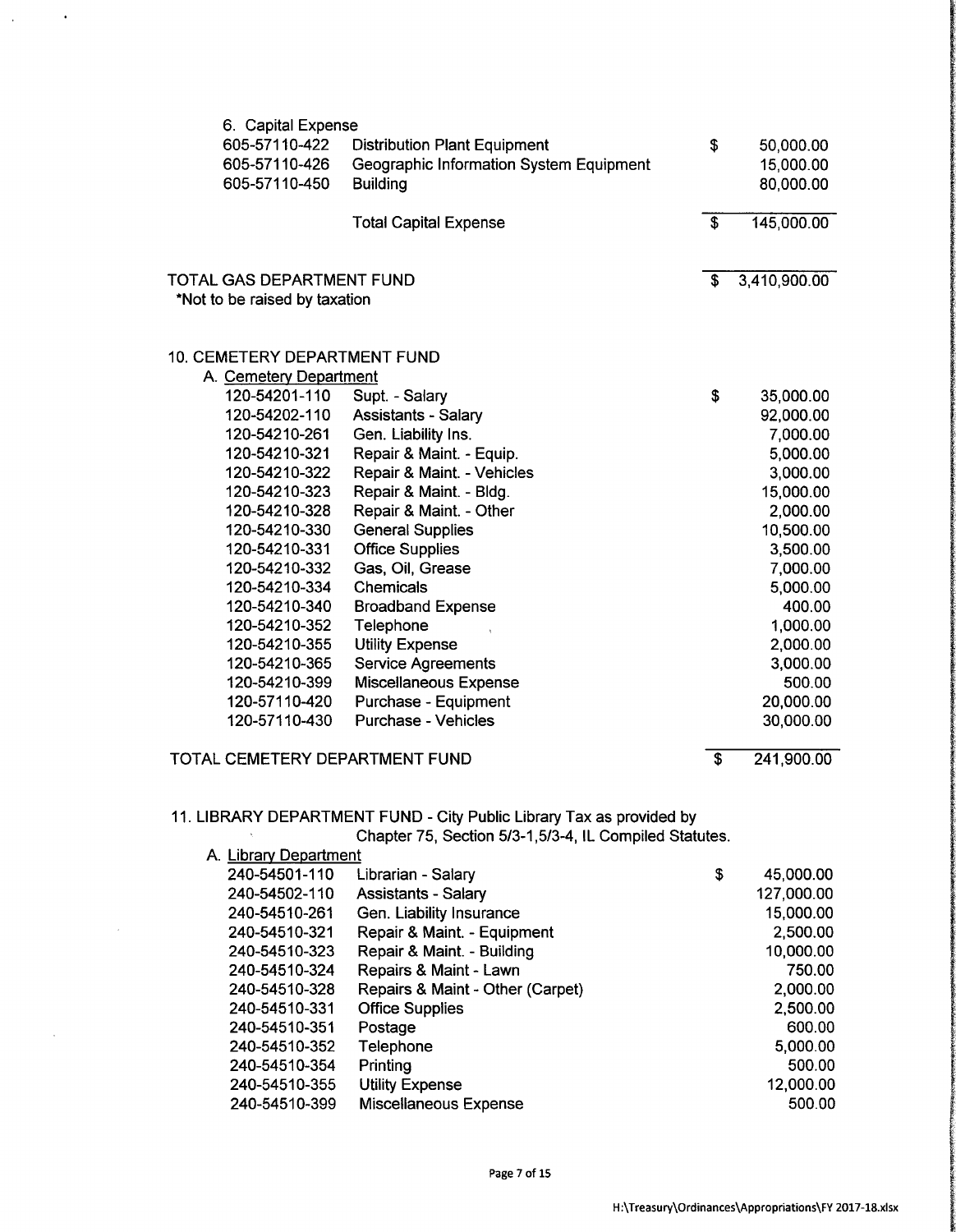6. Capital Expense

| | | | |
|---|---|---|---|
| 605-57110-422 | Distribution Plant Equipment | $ | 50,000.00 |
| 605-57110-426 | Geographic Information System Equipment | | 15,000.00 |
| 605-57110-450 | Building | | 80,000.00 |
| | Total Capital Expense | $ | 145,000.00 |

TOTAL GAS DEPARTMENT FUND $ 3,410,900.00

*Not to be raised by taxation

10. CEMETERY DEPARTMENT FUND

A. Cemetery Department

| | | | |
|---|---|---|---|
| 120-54201-110 | Supt. - Salary | $ | 35,000.00 |
| 120-54202-110 | Assistants - Salary | | 92,000.00 |
| 120-54210-261 | Gen. Liability Ins. | | 7,000.00 |
| 120-54210-321 | Repair & Maint. - Equip. | | 5,000.00 |
| 120-54210-322 | Repair & Maint. - Vehicles | | 3,000.00 |
| 120-54210-323 | Repair & Maint. - Bldg. | | 15,000.00 |
| 120-54210-328 | Repair & Maint. - Other | | 2,000.00 |
| 120-54210-330 | General Supplies | | 10,500.00 |
| 120-54210-331 | Office Supplies | | 3,500.00 |
| 120-54210-332 | Gas, Oil, Grease | | 7,000.00 |
| 120-54210-334 | Chemicals | | 5,000.00 |
| 120-54210-340 | Broadband Expense | | 400.00 |
| 120-54210-352 | Telephone | | 1,000.00 |
| 120-54210-355 | Utility Expense | | 2,000.00 |
| 120-54210-365 | Service Agreements | | 3,000.00 |
| 120-54210-399 | Miscellaneous Expense | | 500.00 |
| 120-57110-420 | Purchase - Equipment | | 20,000.00 |
| 120-57110-430 | Purchase - Vehicles | | 30,000.00 |

TOTAL CEMETERY DEPARTMENT FUND $ 241,900.00

11. LIBRARY DEPARTMENT FUND - City Public Library Tax as provided by Chapter 75, Section 5/3-1,5/3-4, IL Compiled Statutes.

A. Library Department

| | | | |
|---|---|---|---|
| 240-54501-110 | Librarian - Salary | $ | 45,000.00 |
| 240-54502-110 | Assistants - Salary | | 127,000.00 |
| 240-54510-261 | Gen. Liability Insurance | | 15,000.00 |
| 240-54510-321 | Repair & Maint. - Equipment | | 2,500.00 |
| 240-54510-323 | Repair & Maint. - Building | | 10,000.00 |
| 240-54510-324 | Repairs & Maint - Lawn | | 750.00 |
| 240-54510-328 | Repairs & Maint - Other (Carpet) | | 2,000.00 |
| 240-54510-331 | Office Supplies | | 2,500.00 |
| 240-54510-351 | Postage | | 600.00 |
| 240-54510-352 | Telephone | | 5,000.00 |
| 240-54510-354 | Printing | | 500.00 |
| 240-54510-355 | Utility Expense | | 12,000.00 |
| 240-54510-399 | Miscellaneous Expense | | 500.00 |

H:\Treasury\Ordinances\Appropriations\FY 2017-18.xlsx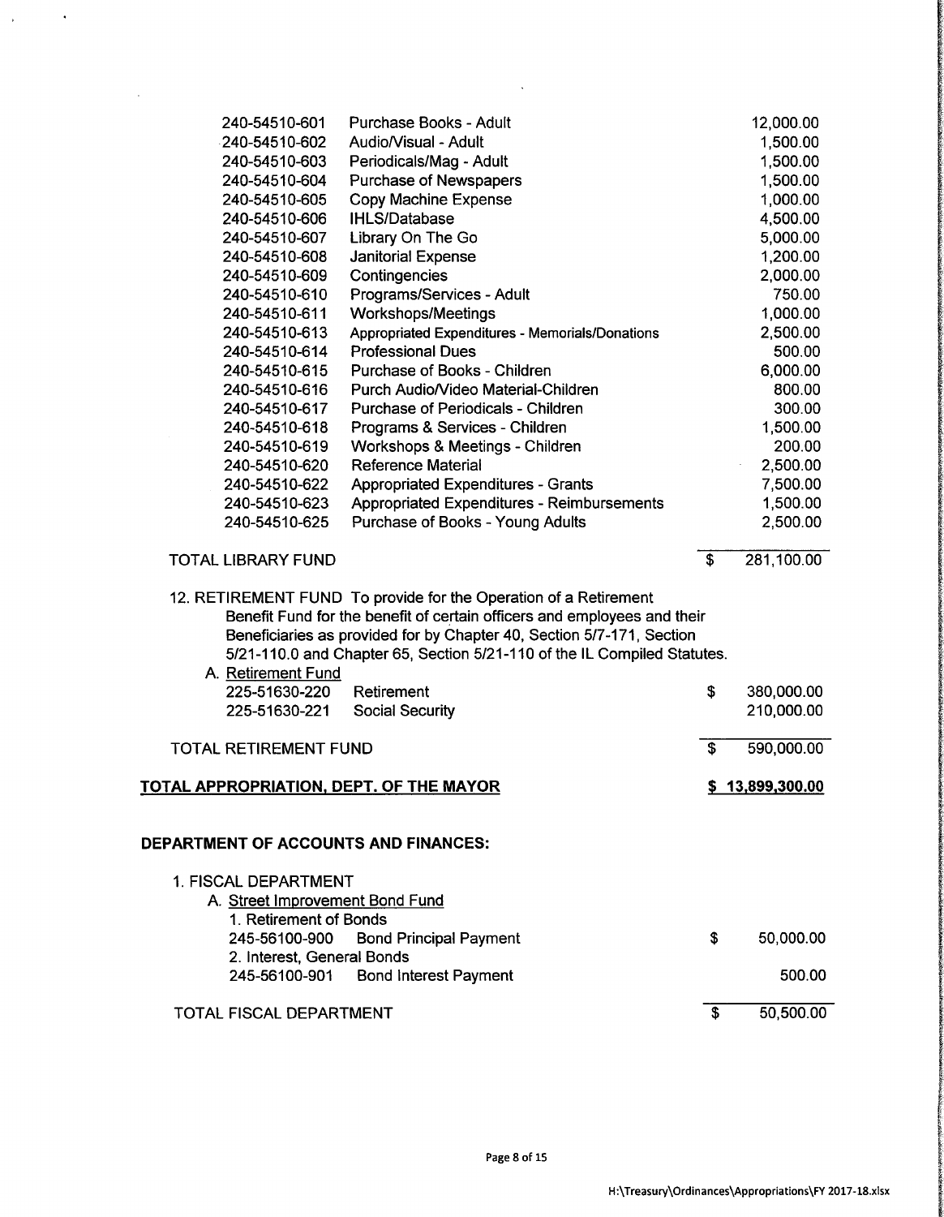| Account | Description | Amount |
|---|---|---|
| 240-54510-601 | Purchase Books - Adult | 12,000.00 |
| 240-54510-602 | Audio/Visual - Adult | 1,500.00 |
| 240-54510-603 | Periodicals/Mag - Adult | 1,500.00 |
| 240-54510-604 | Purchase of Newspapers | 1,500.00 |
| 240-54510-605 | Copy Machine Expense | 1,000.00 |
| 240-54510-606 | IHLS/Database | 4,500.00 |
| 240-54510-607 | Library On The Go | 5,000.00 |
| 240-54510-608 | Janitorial Expense | 1,200.00 |
| 240-54510-609 | Contingencies | 2,000.00 |
| 240-54510-610 | Programs/Services - Adult | 750.00 |
| 240-54510-611 | Workshops/Meetings | 1,000.00 |
| 240-54510-613 | Appropriated Expenditures - Memorials/Donations | 2,500.00 |
| 240-54510-614 | Professional Dues | 500.00 |
| 240-54510-615 | Purchase of Books - Children | 6,000.00 |
| 240-54510-616 | Purch Audio/Video Material-Children | 800.00 |
| 240-54510-617 | Purchase of Periodicals - Children | 300.00 |
| 240-54510-618 | Programs & Services - Children | 1,500.00 |
| 240-54510-619 | Workshops & Meetings - Children | 200.00 |
| 240-54510-620 | Reference Material | 2,500.00 |
| 240-54510-622 | Appropriated Expenditures - Grants | 7,500.00 |
| 240-54510-623 | Appropriated Expenditures - Reimbursements | 1,500.00 |
| 240-54510-625 | Purchase of Books - Young Adults | 2,500.00 |

TOTAL LIBRARY FUND — $ 281,100.00

12. RETIREMENT FUND To provide for the Operation of a Retirement Benefit Fund for the benefit of certain officers and employees and their Beneficiaries as provided for by Chapter 40, Section 5/7-171, Section 5/21-110.0 and Chapter 65, Section 5/21-110 of the IL Compiled Statutes.

A. Retirement Fund

| Account | Description | Amount |
|---|---|---|
| 225-51630-220 | Retirement | $ 380,000.00 |
| 225-51630-221 | Social Security | 210,000.00 |

TOTAL RETIREMENT FUND — $ 590,000.00

**TOTAL APPROPRIATION, DEPT. OF THE MAYOR — $ 13,899,300.00**

## DEPARTMENT OF ACCOUNTS AND FINANCES:

1. FISCAL DEPARTMENT

A. Street Improvement Bond Fund

| Account | Description | Amount |
|---|---|---|
| 1. Retirement of Bonds | | |
| 245-56100-900 | Bond Principal Payment | $ 50,000.00 |
| 2. Interest, General Bonds | | |
| 245-56100-901 | Bond Interest Payment | 500.00 |

TOTAL FISCAL DEPARTMENT — $ 50,500.00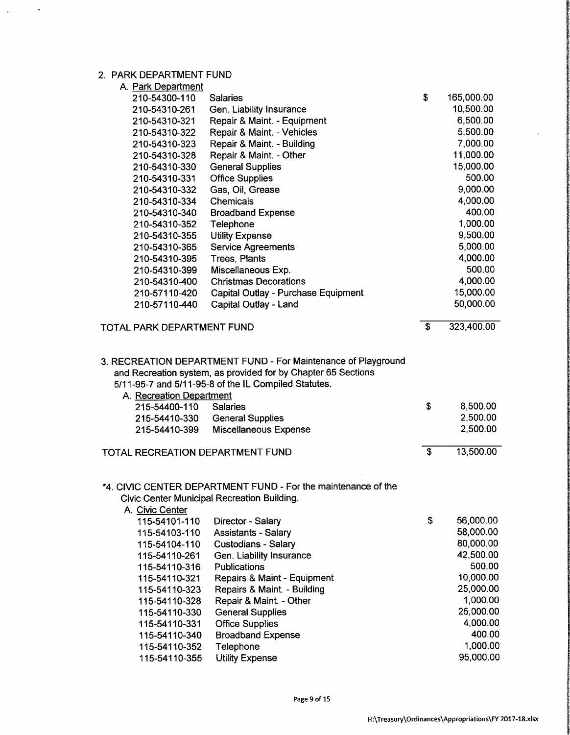2. PARK DEPARTMENT FUND

A. Park Department

| Account | Description | | Amount |
|---|---|---|---|
| 210-54300-110 | Salaries | $ | 165,000.00 |
| 210-54310-261 | Gen. Liability Insurance | | 10,500.00 |
| 210-54310-321 | Repair & Maint. - Equipment | | 6,500.00 |
| 210-54310-322 | Repair & Maint. - Vehicles | | 5,500.00 |
| 210-54310-323 | Repair & Maint. - Building | | 7,000.00 |
| 210-54310-328 | Repair & Maint. - Other | | 11,000.00 |
| 210-54310-330 | General Supplies | | 15,000.00 |
| 210-54310-331 | Office Supplies | | 500.00 |
| 210-54310-332 | Gas, Oil, Grease | | 9,000.00 |
| 210-54310-334 | Chemicals | | 4,000.00 |
| 210-54310-340 | Broadband Expense | | 400.00 |
| 210-54310-352 | Telephone | | 1,000.00 |
| 210-54310-355 | Utility Expense | | 9,500.00 |
| 210-54310-365 | Service Agreements | | 5,000.00 |
| 210-54310-395 | Trees, Plants | | 4,000.00 |
| 210-54310-399 | Miscellaneous Exp. | | 500.00 |
| 210-54310-400 | Christmas Decorations | | 4,000.00 |
| 210-57110-420 | Capital Outlay - Purchase Equipment | | 15,000.00 |
| 210-57110-440 | Capital Outlay - Land | | 50,000.00 |

TOTAL PARK DEPARTMENT FUND $ 323,400.00

3. RECREATION DEPARTMENT FUND - For Maintenance of Playground and Recreation system, as provided for by Chapter 65 Sections 5/11-95-7 and 5/11-95-8 of the IL Compiled Statutes.

A. Recreation Department

| Account | Description | | Amount |
|---|---|---|---|
| 215-54400-110 | Salaries | $ | 8,500.00 |
| 215-54410-330 | General Supplies | | 2,500.00 |
| 215-54410-399 | Miscellaneous Expense | | 2,500.00 |

TOTAL RECREATION DEPARTMENT FUND $ 13,500.00

*4. CIVIC CENTER DEPARTMENT FUND - For the maintenance of the Civic Center Municipal Recreation Building.

A. Civic Center

| Account | Description | | Amount |
|---|---|---|---|
| 115-54101-110 | Director - Salary | $ | 56,000.00 |
| 115-54103-110 | Assistants - Salary | | 58,000.00 |
| 115-54104-110 | Custodians - Salary | | 80,000.00 |
| 115-54110-261 | Gen. Liability Insurance | | 42,500.00 |
| 115-54110-316 | Publications | | 500.00 |
| 115-54110-321 | Repairs & Maint - Equipment | | 10,000.00 |
| 115-54110-323 | Repairs & Maint. - Building | | 25,000.00 |
| 115-54110-328 | Repair & Maint. - Other | | 1,000.00 |
| 115-54110-330 | General Supplies | | 25,000.00 |
| 115-54110-331 | Office Supplies | | 4,000.00 |
| 115-54110-340 | Broadband Expense | | 400.00 |
| 115-54110-352 | Telephone | | 1,000.00 |
| 115-54110-355 | Utility Expense | | 95,000.00 |

H:\Treasury\Ordinances\Appropriations\FY 2017-18.xlsx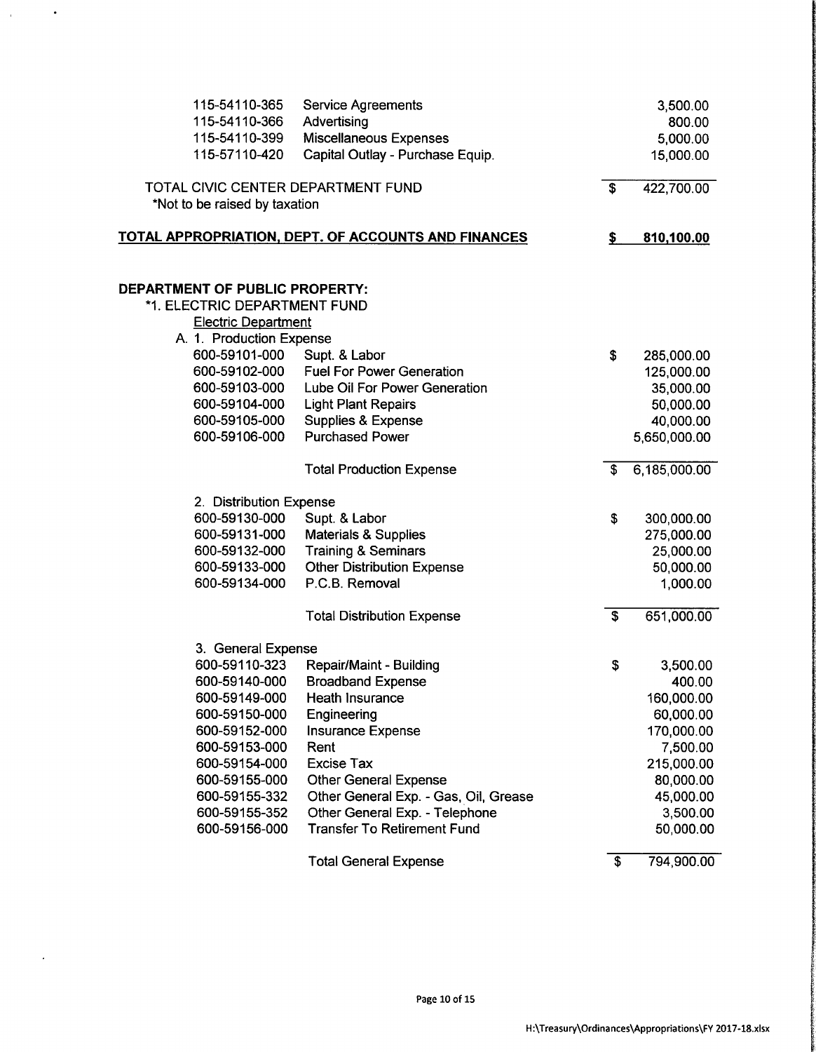| | | | |
|---|---|---|---|
| 115-54110-365 | Service Agreements | | 3,500.00 |
| 115-54110-366 | Advertising | | 800.00 |
| 115-54110-399 | Miscellaneous Expenses | | 5,000.00 |
| 115-57110-420 | Capital Outlay - Purchase Equip. | | 15,000.00 |

TOTAL CIVIC CENTER DEPARTMENT FUND — $ 422,700.00

*Not to be raised by taxation

**TOTAL APPROPRIATION, DEPT. OF ACCOUNTS AND FINANCES — $ 810,100.00**

**DEPARTMENT OF PUBLIC PROPERTY:**

*1. ELECTRIC DEPARTMENT FUND

Electric Department

A. 1. Production Expense

| | | | |
|---|---|---|---|
| 600-59101-000 | Supt. & Labor | $ | 285,000.00 |
| 600-59102-000 | Fuel For Power Generation | | 125,000.00 |
| 600-59103-000 | Lube Oil For Power Generation | | 35,000.00 |
| 600-59104-000 | Light Plant Repairs | | 50,000.00 |
| 600-59105-000 | Supplies & Expense | | 40,000.00 |
| 600-59106-000 | Purchased Power | | 5,650,000.00 |
| | Total Production Expense | $ | 6,185,000.00 |

2. Distribution Expense

| | | | |
|---|---|---|---|
| 600-59130-000 | Supt. & Labor | $ | 300,000.00 |
| 600-59131-000 | Materials & Supplies | | 275,000.00 |
| 600-59132-000 | Training & Seminars | | 25,000.00 |
| 600-59133-000 | Other Distribution Expense | | 50,000.00 |
| 600-59134-000 | P.C.B. Removal | | 1,000.00 |
| | Total Distribution Expense | $ | 651,000.00 |

3. General Expense

| | | | |
|---|---|---|---|
| 600-59110-323 | Repair/Maint - Building | $ | 3,500.00 |
| 600-59140-000 | Broadband Expense | | 400.00 |
| 600-59149-000 | Heath Insurance | | 160,000.00 |
| 600-59150-000 | Engineering | | 60,000.00 |
| 600-59152-000 | Insurance Expense | | 170,000.00 |
| 600-59153-000 | Rent | | 7,500.00 |
| 600-59154-000 | Excise Tax | | 215,000.00 |
| 600-59155-000 | Other General Expense | | 80,000.00 |
| 600-59155-332 | Other General Exp. - Gas, Oil, Grease | | 45,000.00 |
| 600-59155-352 | Other General Exp. - Telephone | | 3,500.00 |
| 600-59156-000 | Transfer To Retirement Fund | | 50,000.00 |
| | Total General Expense | $ | 794,900.00 |

H:\Treasury\Ordinances\Appropriations\FY 2017-18.xlsx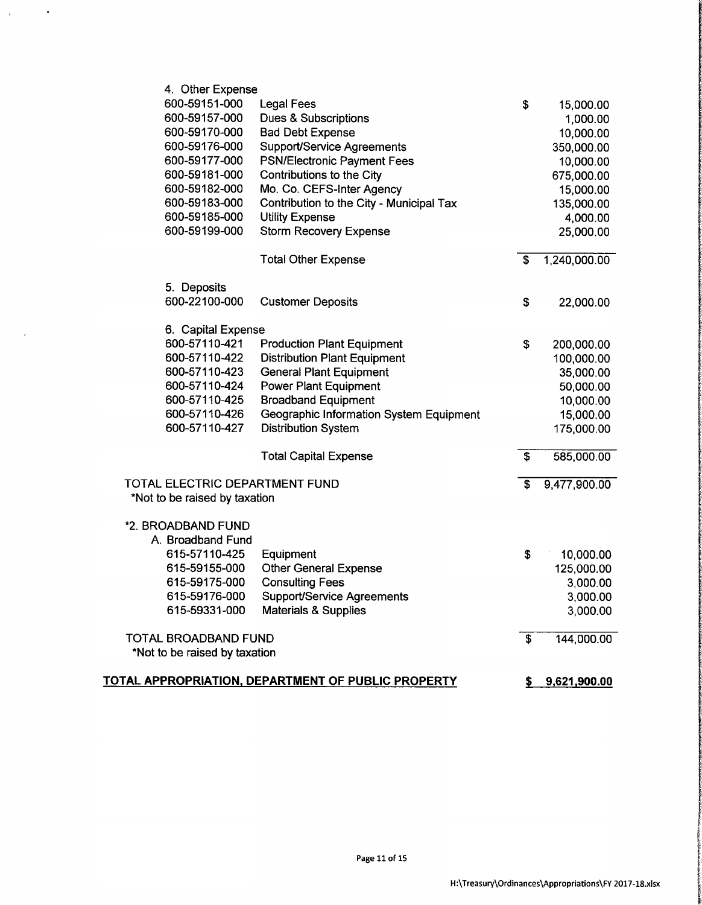4. Other Expense

| Account | Description | | Amount |
|---|---|---|---|
| 600-59151-000 | Legal Fees | $ | 15,000.00 |
| 600-59157-000 | Dues & Subscriptions | | 1,000.00 |
| 600-59170-000 | Bad Debt Expense | | 10,000.00 |
| 600-59176-000 | Support/Service Agreements | | 350,000.00 |
| 600-59177-000 | PSN/Electronic Payment Fees | | 10,000.00 |
| 600-59181-000 | Contributions to the City | | 675,000.00 |
| 600-59182-000 | Mo. Co. CEFS-Inter Agency | | 15,000.00 |
| 600-59183-000 | Contribution to the City - Municipal Tax | | 135,000.00 |
| 600-59185-000 | Utility Expense | | 4,000.00 |
| 600-59199-000 | Storm Recovery Expense | | 25,000.00 |
| | Total Other Expense | $ | 1,240,000.00 |

5. Deposits

| Account | Description | | Amount |
|---|---|---|---|
| 600-22100-000 | Customer Deposits | $ | 22,000.00 |

6. Capital Expense

| Account | Description | | Amount |
|---|---|---|---|
| 600-57110-421 | Production Plant Equipment | $ | 200,000.00 |
| 600-57110-422 | Distribution Plant Equipment | | 100,000.00 |
| 600-57110-423 | General Plant Equipment | | 35,000.00 |
| 600-57110-424 | Power Plant Equipment | | 50,000.00 |
| 600-57110-425 | Broadband Equipment | | 10,000.00 |
| 600-57110-426 | Geographic Information System Equipment | | 15,000.00 |
| 600-57110-427 | Distribution System | | 175,000.00 |
| | Total Capital Expense | $ | 585,000.00 |

TOTAL ELECTRIC DEPARTMENT FUND — $ 9,477,900.00

*Not to be raised by taxation

*2. BROADBAND FUND

A. Broadband Fund

| Account | Description | | Amount |
|---|---|---|---|
| 615-57110-425 | Equipment | $ | 10,000.00 |
| 615-59155-000 | Other General Expense | | 125,000.00 |
| 615-59175-000 | Consulting Fees | | 3,000.00 |
| 615-59176-000 | Support/Service Agreements | | 3,000.00 |
| 615-59331-000 | Materials & Supplies | | 3,000.00 |

TOTAL BROADBAND FUND — $ 144,000.00

*Not to be raised by taxation

**TOTAL APPROPRIATION, DEPARTMENT OF PUBLIC PROPERTY — $ 9,621,900.00**

H:\Treasury\Ordinances\Appropriations\FY 2017-18.xlsx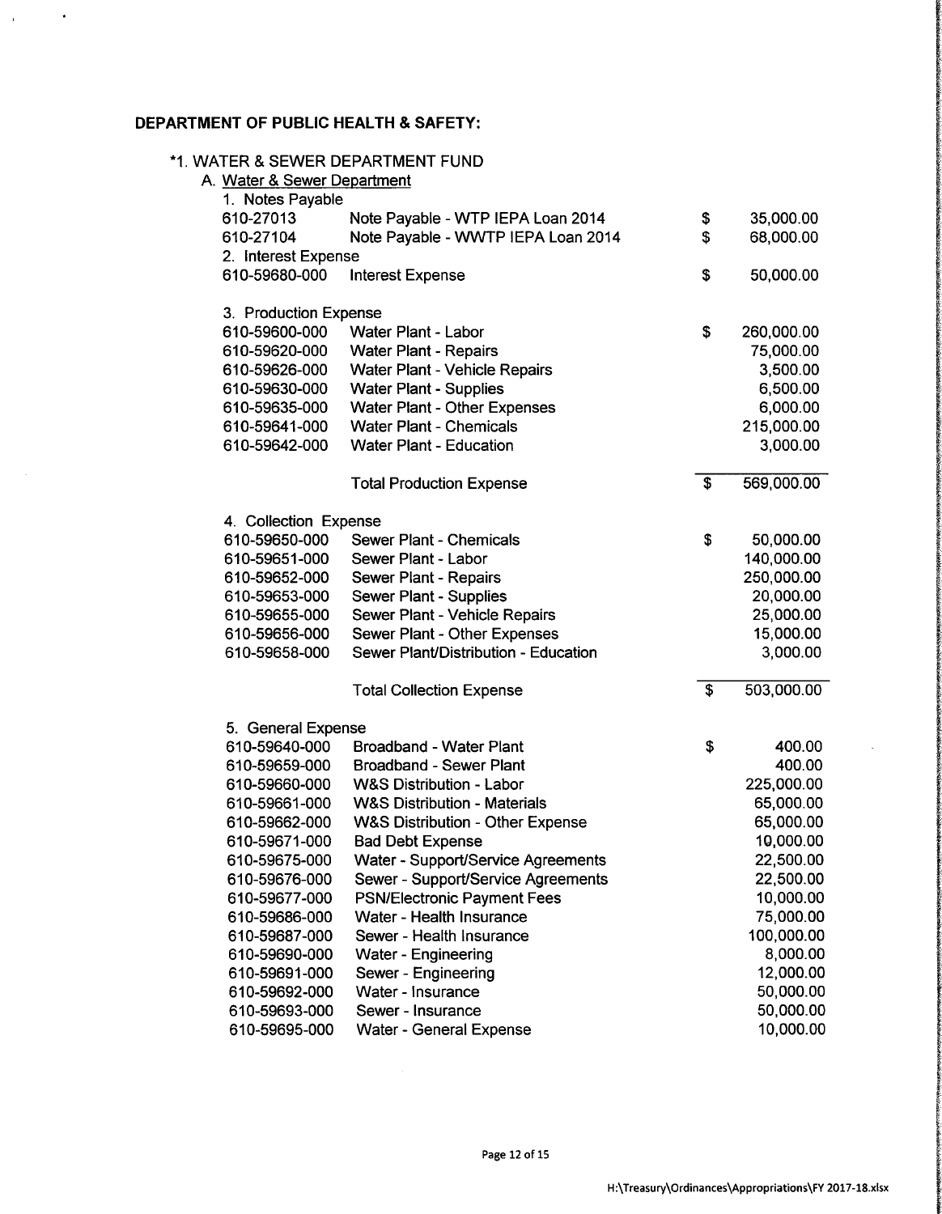**DEPARTMENT OF PUBLIC HEALTH & SAFETY:**

*1. WATER & SEWER DEPARTMENT FUND

A. Water & Sewer Department

| Account | Description | | Amount |
|---|---|---|---|
| **1. Notes Payable** | | | |
| 610-27013 | Note Payable - WTP IEPA Loan 2014 | $ | 35,000.00 |
| 610-27104 | Note Payable - WWTP IEPA Loan 2014 | $ | 68,000.00 |
| **2. Interest Expense** | | | |
| 610-59680-000 | Interest Expense | $ | 50,000.00 |
| **3. Production Expense** | | | |
| 610-59600-000 | Water Plant - Labor | $ | 260,000.00 |
| 610-59620-000 | Water Plant - Repairs | | 75,000.00 |
| 610-59626-000 | Water Plant - Vehicle Repairs | | 3,500.00 |
| 610-59630-000 | Water Plant - Supplies | | 6,500.00 |
| 610-59635-000 | Water Plant - Other Expenses | | 6,000.00 |
| 610-59641-000 | Water Plant - Chemicals | | 215,000.00 |
| 610-59642-000 | Water Plant - Education | | 3,000.00 |
| | Total Production Expense | $ | 569,000.00 |
| **4. Collection Expense** | | | |
| 610-59650-000 | Sewer Plant - Chemicals | $ | 50,000.00 |
| 610-59651-000 | Sewer Plant - Labor | | 140,000.00 |
| 610-59652-000 | Sewer Plant - Repairs | | 250,000.00 |
| 610-59653-000 | Sewer Plant - Supplies | | 20,000.00 |
| 610-59655-000 | Sewer Plant - Vehicle Repairs | | 25,000.00 |
| 610-59656-000 | Sewer Plant - Other Expenses | | 15,000.00 |
| 610-59658-000 | Sewer Plant/Distribution - Education | | 3,000.00 |
| | Total Collection Expense | $ | 503,000.00 |
| **5. General Expense** | | | |
| 610-59640-000 | Broadband - Water Plant | $ | 400.00 |
| 610-59659-000 | Broadband - Sewer Plant | | 400.00 |
| 610-59660-000 | W&S Distribution - Labor | | 225,000.00 |
| 610-59661-000 | W&S Distribution - Materials | | 65,000.00 |
| 610-59662-000 | W&S Distribution - Other Expense | | 65,000.00 |
| 610-59671-000 | Bad Debt Expense | | 10,000.00 |
| 610-59675-000 | Water - Support/Service Agreements | | 22,500.00 |
| 610-59676-000 | Sewer - Support/Service Agreements | | 22,500.00 |
| 610-59677-000 | PSN/Electronic Payment Fees | | 10,000.00 |
| 610-59686-000 | Water - Health Insurance | | 75,000.00 |
| 610-59687-000 | Sewer - Health Insurance | | 100,000.00 |
| 610-59690-000 | Water - Engineering | | 8,000.00 |
| 610-59691-000 | Sewer - Engineering | | 12,000.00 |
| 610-59692-000 | Water - Insurance | | 50,000.00 |
| 610-59693-000 | Sewer - Insurance | | 50,000.00 |
| 610-59695-000 | Water - General Expense | | 10,000.00 |

H:\Treasury\Ordinances\Appropriations\FY 2017-18.xlsx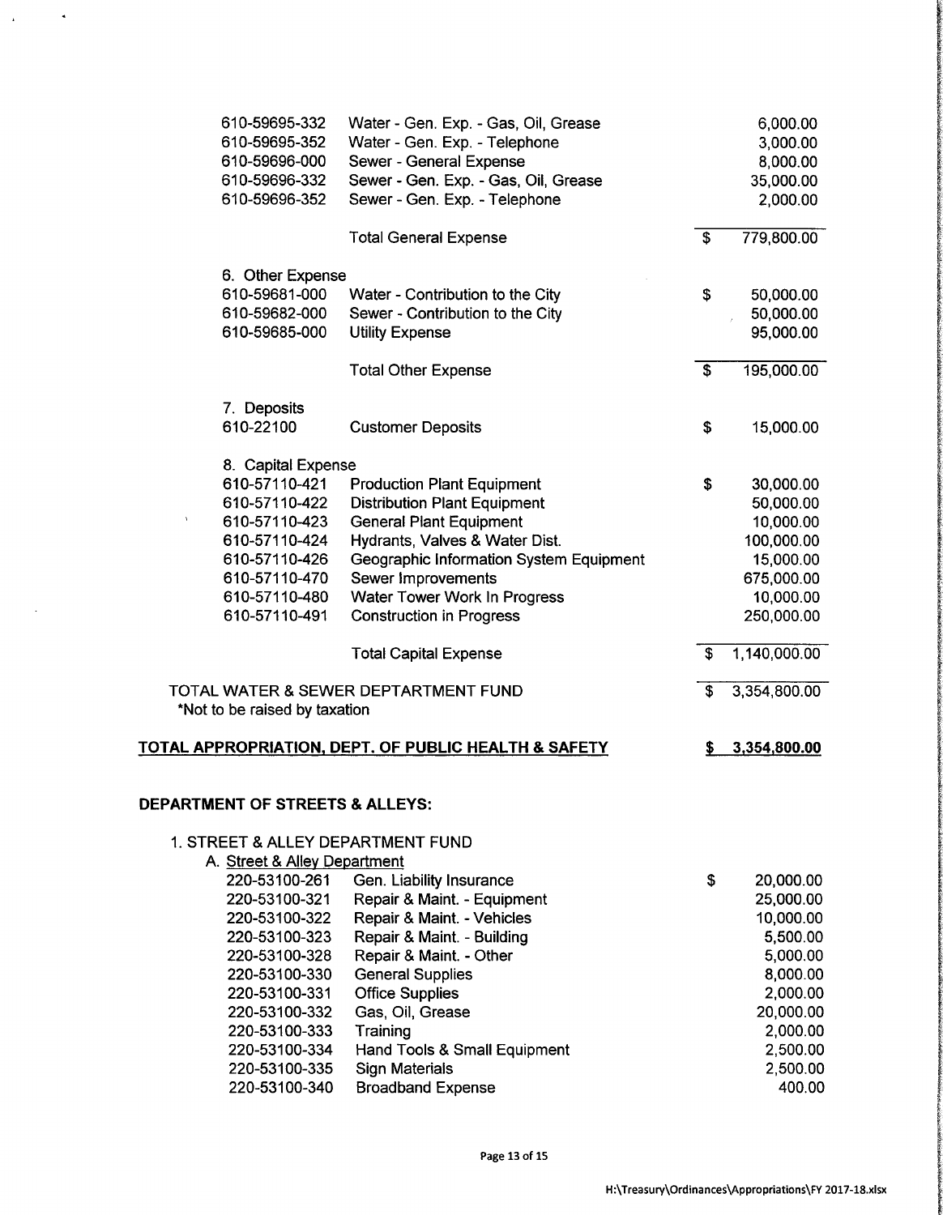| | | | |
|---|---|---|---|
| 610-59695-332 | Water - Gen. Exp. - Gas, Oil, Grease | | 6,000.00 |
| 610-59695-352 | Water - Gen. Exp. - Telephone | | 3,000.00 |
| 610-59696-000 | Sewer - General Expense | | 8,000.00 |
| 610-59696-332 | Sewer - Gen. Exp. - Gas, Oil, Grease | | 35,000.00 |
| 610-59696-352 | Sewer - Gen. Exp. - Telephone | | 2,000.00 |
| | Total General Expense | $ | 779,800.00 |

6. Other Expense

| | | | |
|---|---|---|---|
| 610-59681-000 | Water - Contribution to the City | $ | 50,000.00 |
| 610-59682-000 | Sewer - Contribution to the City | | 50,000.00 |
| 610-59685-000 | Utility Expense | | 95,000.00 |
| | Total Other Expense | $ | 195,000.00 |

7. Deposits

| | | | |
|---|---|---|---|
| 610-22100 | Customer Deposits | $ | 15,000.00 |

8. Capital Expense

| | | | |
|---|---|---|---|
| 610-57110-421 | Production Plant Equipment | $ | 30,000.00 |
| 610-57110-422 | Distribution Plant Equipment | | 50,000.00 |
| 610-57110-423 | General Plant Equipment | | 10,000.00 |
| 610-57110-424 | Hydrants, Valves & Water Dist. | | 100,000.00 |
| 610-57110-426 | Geographic Information System Equipment | | 15,000.00 |
| 610-57110-470 | Sewer Improvements | | 675,000.00 |
| 610-57110-480 | Water Tower Work In Progress | | 10,000.00 |
| 610-57110-491 | Construction in Progress | | 250,000.00 |
| | Total Capital Expense | $ | 1,140,000.00 |

TOTAL WATER & SEWER DEPTARTMENT FUND — $ 3,354,800.00

*Not to be raised by taxation

**TOTAL APPROPRIATION, DEPT. OF PUBLIC HEALTH & SAFETY — $ 3,354,800.00**

## DEPARTMENT OF STREETS & ALLEYS:

1. STREET & ALLEY DEPARTMENT FUND

A. Street & Alley Department

| | | | |
|---|---|---|---|
| 220-53100-261 | Gen. Liability Insurance | $ | 20,000.00 |
| 220-53100-321 | Repair & Maint. - Equipment | | 25,000.00 |
| 220-53100-322 | Repair & Maint. - Vehicles | | 10,000.00 |
| 220-53100-323 | Repair & Maint. - Building | | 5,500.00 |
| 220-53100-328 | Repair & Maint. - Other | | 5,000.00 |
| 220-53100-330 | General Supplies | | 8,000.00 |
| 220-53100-331 | Office Supplies | | 2,000.00 |
| 220-53100-332 | Gas, Oil, Grease | | 20,000.00 |
| 220-53100-333 | Training | | 2,000.00 |
| 220-53100-334 | Hand Tools & Small Equipment | | 2,500.00 |
| 220-53100-335 | Sign Materials | | 2,500.00 |
| 220-53100-340 | Broadband Expense | | 400.00 |

H:\Treasury\Ordinances\Appropriations\FY 2017-18.xlsx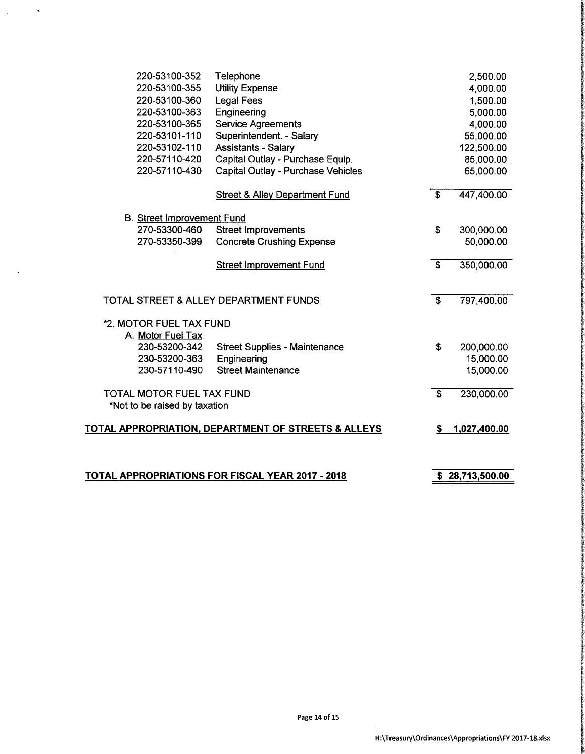| Account | Description | | Amount |
|---|---|---|---|
| 220-53100-352 | Telephone | | 2,500.00 |
| 220-53100-355 | Utility Expense | | 4,000.00 |
| 220-53100-360 | Legal Fees | | 1,500.00 |
| 220-53100-363 | Engineering | | 5,000.00 |
| 220-53100-365 | Service Agreements | | 4,000.00 |
| 220-53101-110 | Superintendent. - Salary | | 55,000.00 |
| 220-53102-110 | Assistants - Salary | | 122,500.00 |
| 220-57110-420 | Capital Outlay - Purchase Equip. | | 85,000.00 |
| 220-57110-430 | Capital Outlay - Purchase Vehicles | | 65,000.00 |
| | <u>Street & Alley Department Fund</u> | $ | 447,400.00 |
| B. <u>Street Improvement Fund</u> | | | |
| 270-53300-460 | Street Improvements | $ | 300,000.00 |
| 270-53350-399 | Concrete Crushing Expense | | 50,000.00 |
| | <u>Street Improvement Fund</u> | $ | 350,000.00 |
| TOTAL STREET & ALLEY DEPARTMENT FUNDS | | $ | 797,400.00 |
| *2. MOTOR FUEL TAX FUND | | | |
| A. <u>Motor Fuel Tax</u> | | | |
| 230-53200-342 | Street Supplies - Maintenance | $ | 200,000.00 |
| 230-53200-363 | Engineering | | 15,000.00 |
| 230-57110-490 | Street Maintenance | | 15,000.00 |
| TOTAL MOTOR FUEL TAX FUND | | $ | 230,000.00 |
| *Not to be raised by taxation | | | |

**<u>TOTAL APPROPRIATION, DEPARTMENT OF STREETS & ALLEYS</u>** **<u>$ 1,027,400.00</u>**

**<u>TOTAL APPROPRIATIONS FOR FISCAL YEAR 2017 - 2018</u>** **<u>$ 28,713,500.00</u>**

H:\Treasury\Ordinances\Appropriations\FY 2017-18.xlsx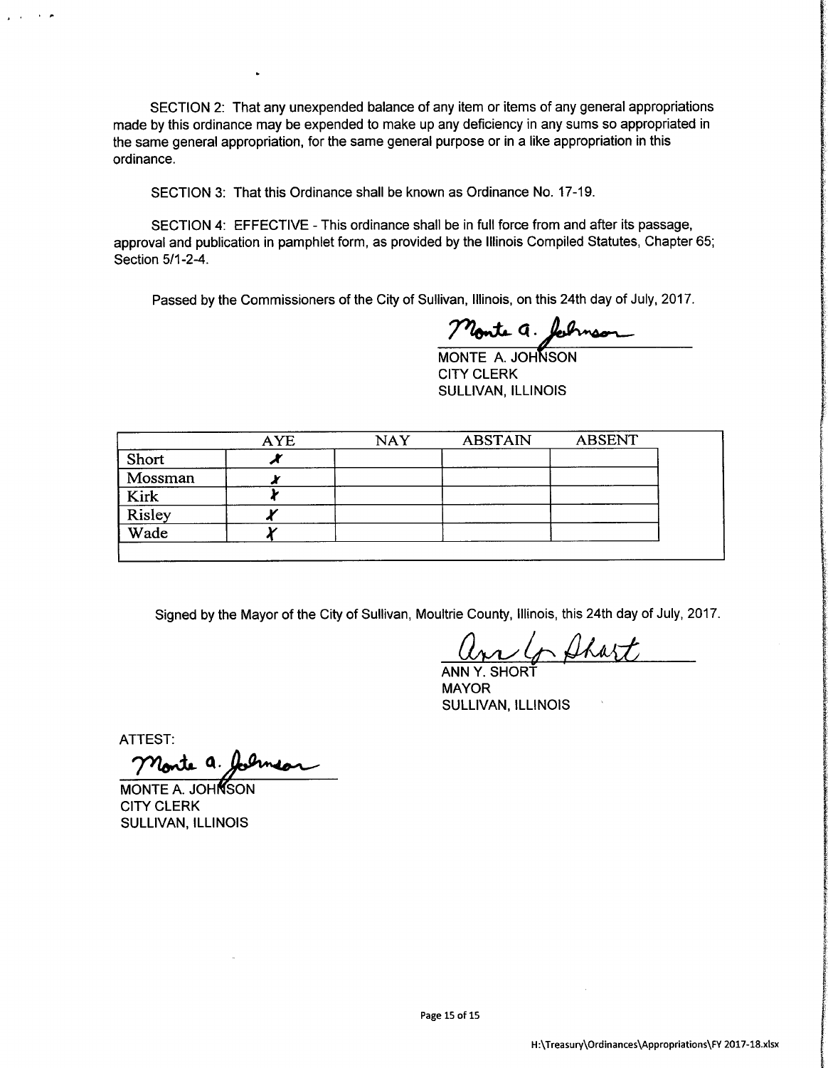SECTION 2: That any unexpended balance of any item or items of any general appropriations made by this ordinance may be expended to make up any deficiency in any sums so appropriated in the same general appropriation, for the same general purpose or in a like appropriation in this ordinance.

SECTION 3: That this Ordinance shall be known as Ordinance No. 17-19.

SECTION 4: EFFECTIVE - This ordinance shall be in full force from and after its passage, approval and publication in pamphlet form, as provided by the Illinois Compiled Statutes, Chapter 65; Section 5/1-2-4.

Passed by the Commissioners of the City of Sullivan, Illinois, on this 24th day of July, 2017.

Monte A. Johnson
MONTE A. JOHNSON
CITY CLERK
SULLIVAN, ILLINOIS

| | AYE | NAY | ABSTAIN | ABSENT |
|---|---|---|---|---|
| Short | X | | | |
| Mossman | X | | | |
| Kirk | X | | | |
| Risley | X | | | |
| Wade | X | | | |

Signed by the Mayor of the City of Sullivan, Moultrie County, Illinois, this 24th day of July, 2017.

Ann Y. Short
ANN Y. SHORT
MAYOR
SULLIVAN, ILLINOIS

ATTEST:

Monte A. Johnson
MONTE A. JOHNSON
CITY CLERK
SULLIVAN, ILLINOIS

H:\Treasury\Ordinances\Appropriations\FY 2017-18.xlsx